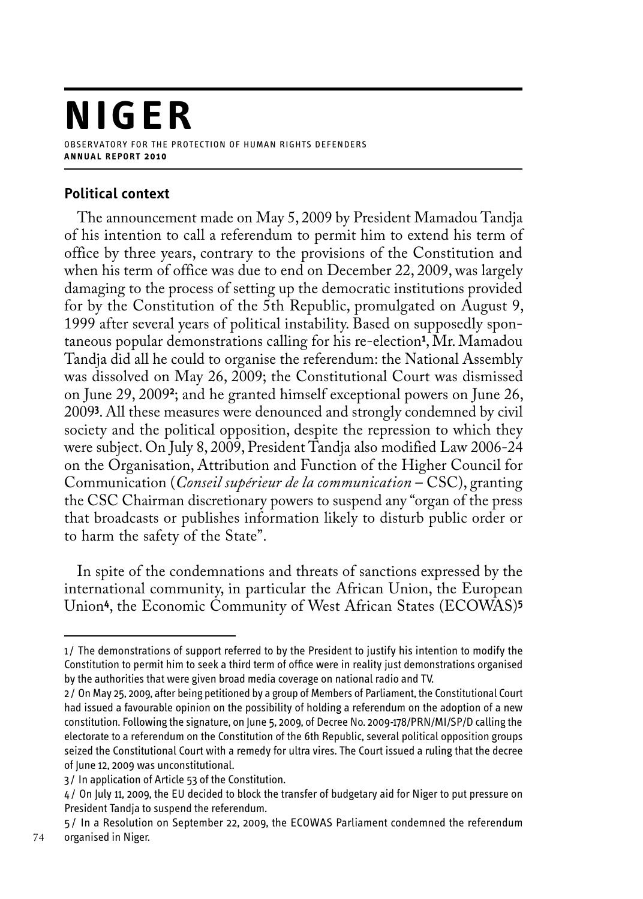# NIGER

OBSERVATORY FOR THE PROTECTION OF HUMAN RIGHTS DEFENDERS
**ANNUAL REPORT 2010**

## Political context

The announcement made on May 5, 2009 by President Mamadou Tandja of his intention to call a referendum to permit him to extend his term of office by three years, contrary to the provisions of the Constitution and when his term of office was due to end on December 22, 2009, was largely damaging to the process of setting up the democratic institutions provided for by the Constitution of the 5th Republic, promulgated on August 9, 1999 after several years of political instability. Based on supposedly spontaneous popular demonstrations calling for his re-election[1], Mr. Mamadou Tandja did all he could to organise the referendum: the National Assembly was dissolved on May 26, 2009; the Constitutional Court was dismissed on June 29, 2009[2]; and he granted himself exceptional powers on June 26, 2009[3]. All these measures were denounced and strongly condemned by civil society and the political opposition, despite the repression to which they were subject. On July 8, 2009, President Tandja also modified Law 2006-24 on the Organisation, Attribution and Function of the Higher Council for Communication (*Conseil supérieur de la communication* – CSC), granting the CSC Chairman discretionary powers to suspend any "organ of the press that broadcasts or publishes information likely to disturb public order or to harm the safety of the State".

In spite of the condemnations and threats of sanctions expressed by the international community, in particular the African Union, the European Union[4], the Economic Community of West African States (ECOWAS)[5]

---

1/ The demonstrations of support referred to by the President to justify his intention to modify the Constitution to permit him to seek a third term of office were in reality just demonstrations organised by the authorities that were given broad media coverage on national radio and TV.

2/ On May 25, 2009, after being petitioned by a group of Members of Parliament, the Constitutional Court had issued a favourable opinion on the possibility of holding a referendum on the adoption of a new constitution. Following the signature, on June 5, 2009, of Decree No. 2009-178/PRN/MI/SP/D calling the electorate to a referendum on the Constitution of the 6th Republic, several political opposition groups seized the Constitutional Court with a remedy for ultra vires. The Court issued a ruling that the decree of June 12, 2009 was unconstitutional.

3/ In application of Article 53 of the Constitution.

4/ On July 11, 2009, the EU decided to block the transfer of budgetary aid for Niger to put pressure on President Tandja to suspend the referendum.

5/ In a Resolution on September 22, 2009, the ECOWAS Parliament condemned the referendum organised in Niger.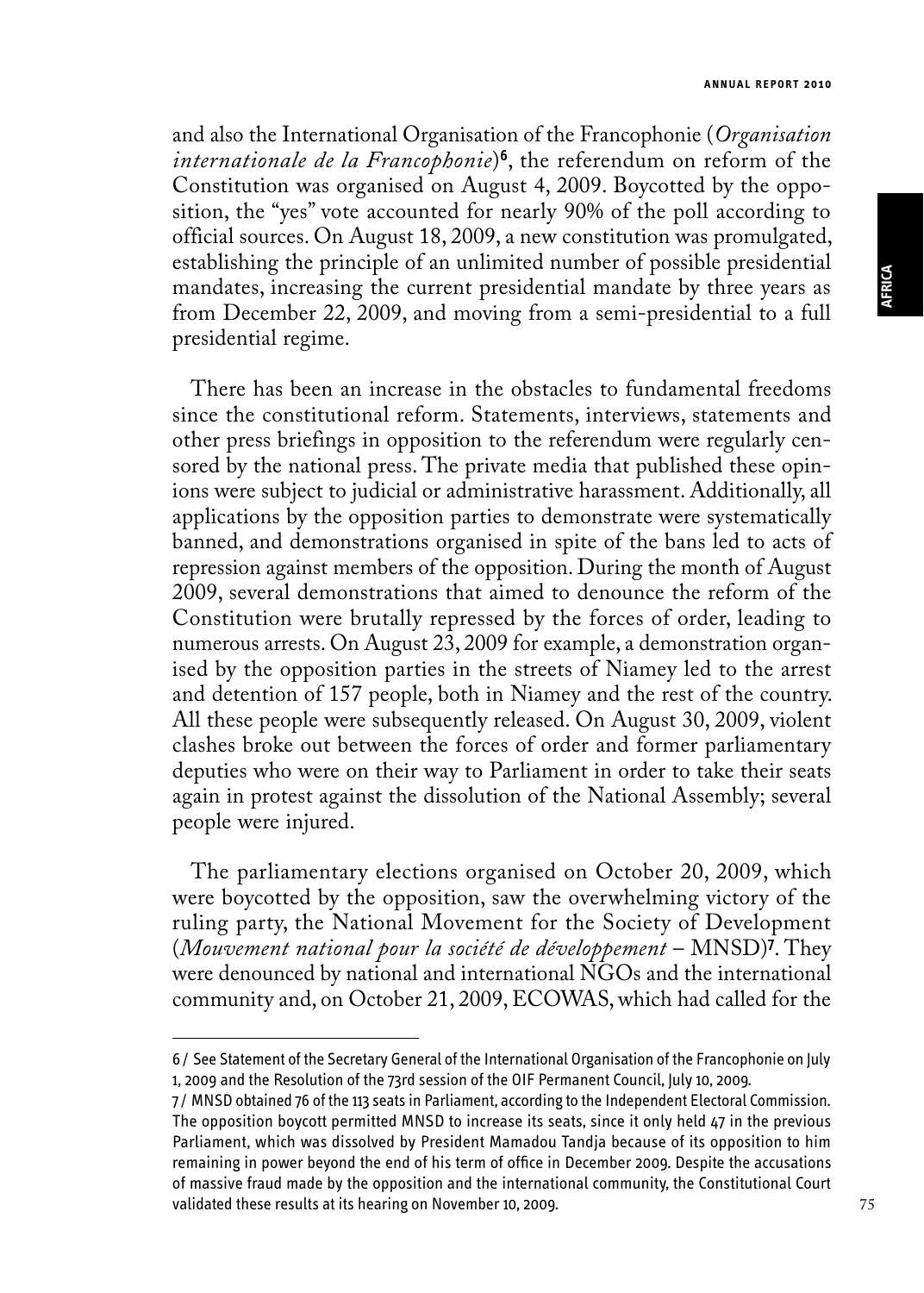and also the International Organisation of the Francophonie (*Organisation internationale de la Francophonie*)[6], the referendum on reform of the Constitution was organised on August 4, 2009. Boycotted by the opposition, the "yes" vote accounted for nearly 90% of the poll according to official sources. On August 18, 2009, a new constitution was promulgated, establishing the principle of an unlimited number of possible presidential mandates, increasing the current presidential mandate by three years as from December 22, 2009, and moving from a semi-presidential to a full presidential regime.

There has been an increase in the obstacles to fundamental freedoms since the constitutional reform. Statements, interviews, statements and other press briefings in opposition to the referendum were regularly censored by the national press. The private media that published these opinions were subject to judicial or administrative harassment. Additionally, all applications by the opposition parties to demonstrate were systematically banned, and demonstrations organised in spite of the bans led to acts of repression against members of the opposition. During the month of August 2009, several demonstrations that aimed to denounce the reform of the Constitution were brutally repressed by the forces of order, leading to numerous arrests. On August 23, 2009 for example, a demonstration organised by the opposition parties in the streets of Niamey led to the arrest and detention of 157 people, both in Niamey and the rest of the country. All these people were subsequently released. On August 30, 2009, violent clashes broke out between the forces of order and former parliamentary deputies who were on their way to Parliament in order to take their seats again in protest against the dissolution of the National Assembly; several people were injured.

The parliamentary elections organised on October 20, 2009, which were boycotted by the opposition, saw the overwhelming victory of the ruling party, the National Movement for the Society of Development (*Mouvement national pour la société de développement* – MNSD)[7]. They were denounced by national and international NGOs and the international community and, on October 21, 2009, ECOWAS, which had called for the

---

6 / See Statement of the Secretary General of the International Organisation of the Francophonie on July 1, 2009 and the Resolution of the 73rd session of the OIF Permanent Council, July 10, 2009.

7 / MNSD obtained 76 of the 113 seats in Parliament, according to the Independent Electoral Commission. The opposition boycott permitted MNSD to increase its seats, since it only held 47 in the previous Parliament, which was dissolved by President Mamadou Tandja because of its opposition to him remaining in power beyond the end of his term of office in December 2009. Despite the accusations of massive fraud made by the opposition and the international community, the Constitutional Court validated these results at its hearing on November 10, 2009.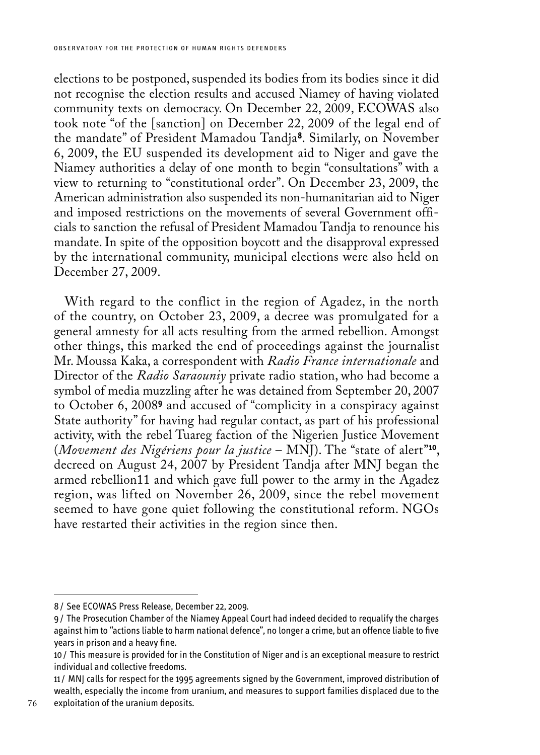elections to be postponed, suspended its bodies from its bodies since it did not recognise the election results and accused Niamey of having violated community texts on democracy. On December 22, 2009, ECOWAS also took note "of the [sanction] on December 22, 2009 of the legal end of the mandate" of President Mamadou Tandja[8]. Similarly, on November 6, 2009, the EU suspended its development aid to Niger and gave the Niamey authorities a delay of one month to begin "consultations" with a view to returning to "constitutional order". On December 23, 2009, the American administration also suspended its non-humanitarian aid to Niger and imposed restrictions on the movements of several Government officials to sanction the refusal of President Mamadou Tandja to renounce his mandate. In spite of the opposition boycott and the disapproval expressed by the international community, municipal elections were also held on December 27, 2009.

With regard to the conflict in the region of Agadez, in the north of the country, on October 23, 2009, a decree was promulgated for a general amnesty for all acts resulting from the armed rebellion. Amongst other things, this marked the end of proceedings against the journalist Mr. Moussa Kaka, a correspondent with *Radio France internationale* and Director of the *Radio Saraouniy* private radio station, who had become a symbol of media muzzling after he was detained from September 20, 2007 to October 6, 2008[9] and accused of "complicity in a conspiracy against State authority" for having had regular contact, as part of his professional activity, with the rebel Tuareg faction of the Nigerien Justice Movement (*Movement des Nigériens pour la justice* – MNJ). The "state of alert"[10], decreed on August 24, 2007 by President Tandja after MNJ began the armed rebellion[11] and which gave full power to the army in the Agadez region, was lifted on November 26, 2009, since the rebel movement seemed to have gone quiet following the constitutional reform. NGOs have restarted their activities in the region since then.

---

8 / See ECOWAS Press Release, December 22, 2009.

9 / The Prosecution Chamber of the Niamey Appeal Court had indeed decided to requalify the charges against him to "actions liable to harm national defence", no longer a crime, but an offence liable to five years in prison and a heavy fine.

10 / This measure is provided for in the Constitution of Niger and is an exceptional measure to restrict individual and collective freedoms.

11 / MNJ calls for respect for the 1995 agreements signed by the Government, improved distribution of wealth, especially the income from uranium, and measures to support families displaced due to the exploitation of the uranium deposits.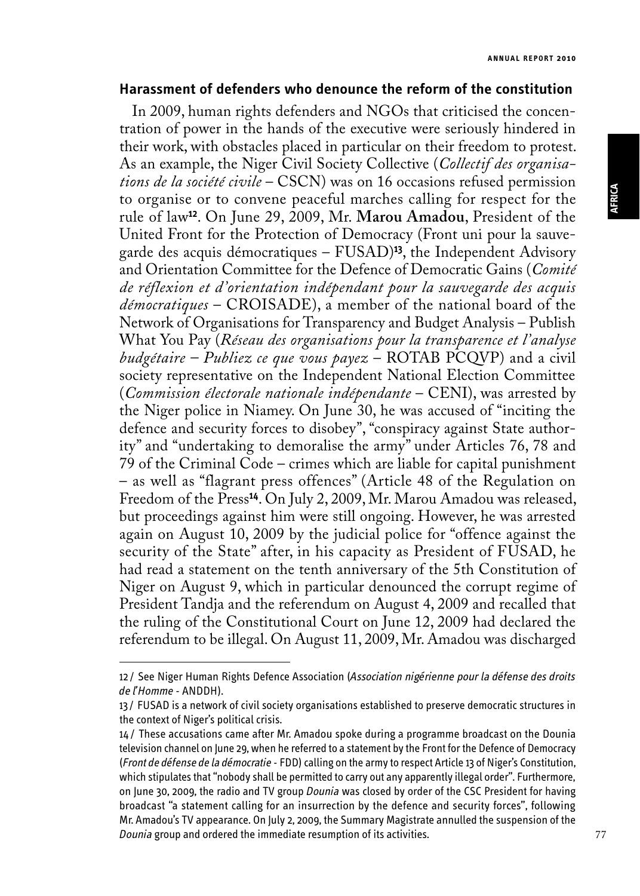### Harassment of defenders who denounce the reform of the constitution

In 2009, human rights defenders and NGOs that criticised the concentration of power in the hands of the executive were seriously hindered in their work, with obstacles placed in particular on their freedom to protest. As an example, the Niger Civil Society Collective (*Collectif des organisations de la société civile* – CSCN) was on 16 occasions refused permission to organise or to convene peaceful marches calling for respect for the rule of law[12]. On June 29, 2009, Mr. **Marou Amadou**, President of the United Front for the Protection of Democracy (Front uni pour la sauvegarde des acquis démocratiques – FUSAD)[13], the Independent Advisory and Orientation Committee for the Defence of Democratic Gains (*Comité de réflexion et d'orientation indépendant pour la sauvegarde des acquis démocratiques* – CROISADE), a member of the national board of the Network of Organisations for Transparency and Budget Analysis – Publish What You Pay (*Réseau des organisations pour la transparence et l'analyse budgétaire – Publiez ce que vous payez* – ROTAB PCQVP) and a civil society representative on the Independent National Election Committee (*Commission électorale nationale indépendante* – CENI), was arrested by the Niger police in Niamey. On June 30, he was accused of "inciting the defence and security forces to disobey", "conspiracy against State authority" and "undertaking to demoralise the army" under Articles 76, 78 and 79 of the Criminal Code – crimes which are liable for capital punishment – as well as "flagrant press offences" (Article 48 of the Regulation on Freedom of the Press[14]. On July 2, 2009, Mr. Marou Amadou was released, but proceedings against him were still ongoing. However, he was arrested again on August 10, 2009 by the judicial police for "offence against the security of the State" after, in his capacity as President of FUSAD, he had read a statement on the tenth anniversary of the 5th Constitution of Niger on August 9, which in particular denounced the corrupt regime of President Tandja and the referendum on August 4, 2009 and recalled that the ruling of the Constitutional Court on June 12, 2009 had declared the referendum to be illegal. On August 11, 2009, Mr. Amadou was discharged

---

12 / See Niger Human Rights Defence Association (*Association nigérienne pour la défense des droits de l'Homme* - ANDDH).

13 / FUSAD is a network of civil society organisations established to preserve democratic structures in the context of Niger's political crisis.

14 / These accusations came after Mr. Amadou spoke during a programme broadcast on the Dounia television channel on June 29, when he referred to a statement by the Front for the Defence of Democracy (*Front de défense de la démocratie* - FDD) calling on the army to respect Article 13 of Niger's Constitution, which stipulates that "nobody shall be permitted to carry out any apparently illegal order". Furthermore, on June 30, 2009, the radio and TV group *Dounia* was closed by order of the CSC President for having broadcast "a statement calling for an insurrection by the defence and security forces", following Mr. Amadou's TV appearance. On July 2, 2009, the Summary Magistrate annulled the suspension of the *Dounia* group and ordered the immediate resumption of its activities.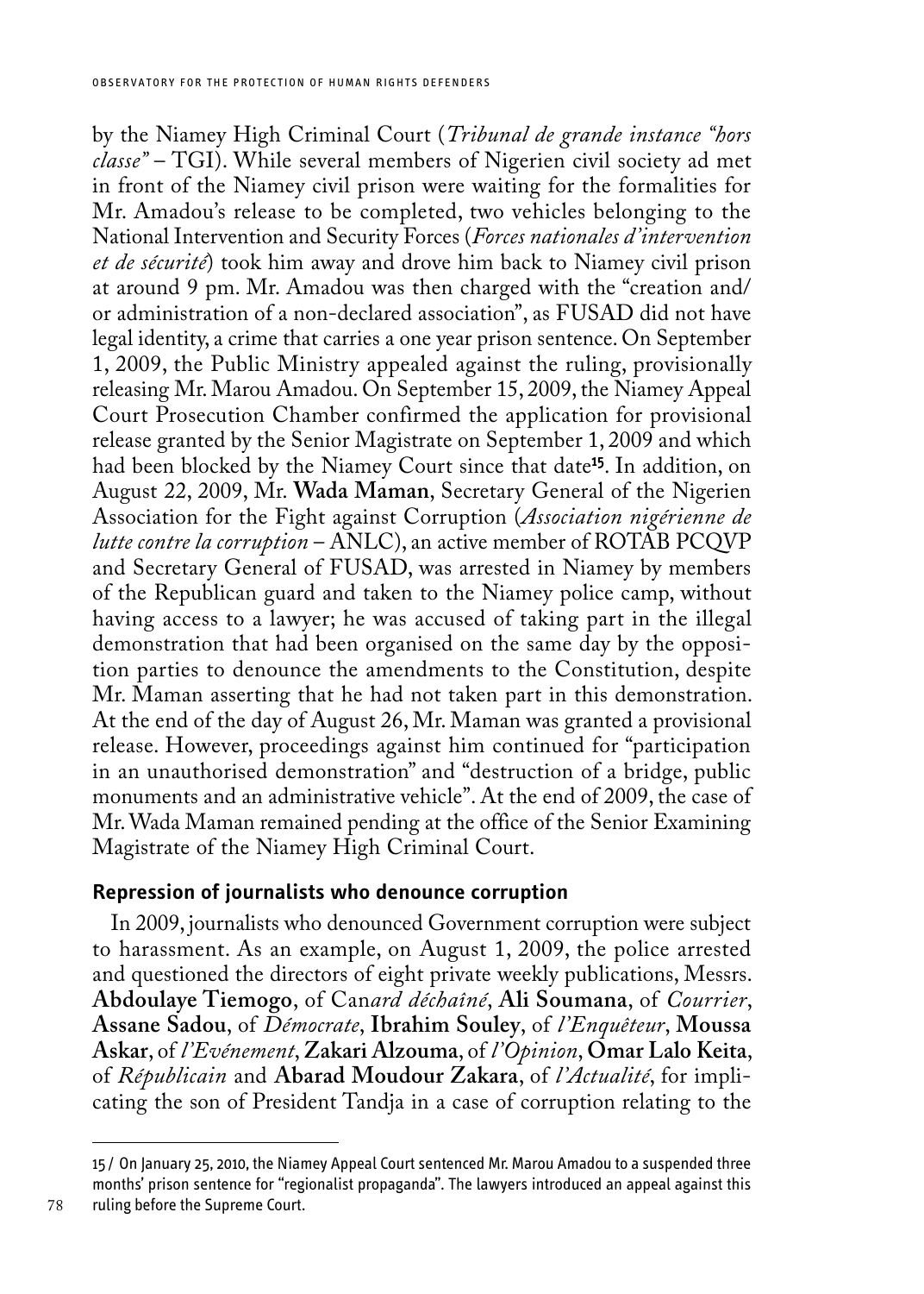by the Niamey High Criminal Court (*Tribunal de grande instance "hors classe"* – TGI). While several members of Nigerien civil society ad met in front of the Niamey civil prison were waiting for the formalities for Mr. Amadou's release to be completed, two vehicles belonging to the National Intervention and Security Forces (*Forces nationales d'intervention et de sécurité*) took him away and drove him back to Niamey civil prison at around 9 pm. Mr. Amadou was then charged with the "creation and/ or administration of a non-declared association", as FUSAD did not have legal identity, a crime that carries a one year prison sentence. On September 1, 2009, the Public Ministry appealed against the ruling, provisionally releasing Mr. Marou Amadou. On September 15, 2009, the Niamey Appeal Court Prosecution Chamber confirmed the application for provisional release granted by the Senior Magistrate on September 1, 2009 and which had been blocked by the Niamey Court since that date[15]. In addition, on August 22, 2009, Mr. **Wada Maman**, Secretary General of the Nigerien Association for the Fight against Corruption (*Association nigérienne de lutte contre la corruption* – ANLC), an active member of ROTAB PCQVP and Secretary General of FUSAD, was arrested in Niamey by members of the Republican guard and taken to the Niamey police camp, without having access to a lawyer; he was accused of taking part in the illegal demonstration that had been organised on the same day by the opposition parties to denounce the amendments to the Constitution, despite Mr. Maman asserting that he had not taken part in this demonstration. At the end of the day of August 26, Mr. Maman was granted a provisional release. However, proceedings against him continued for "participation in an unauthorised demonstration" and "destruction of a bridge, public monuments and an administrative vehicle". At the end of 2009, the case of Mr. Wada Maman remained pending at the office of the Senior Examining Magistrate of the Niamey High Criminal Court.

## Repression of journalists who denounce corruption

In 2009, journalists who denounced Government corruption were subject to harassment. As an example, on August 1, 2009, the police arrested and questioned the directors of eight private weekly publications, Messrs. **Abdoulaye Tiemogo**, of *Canard déchaîné*, **Ali Soumana**, of *Courrier*, **Assane Sadou**, of *Démocrate*, **Ibrahim Souley**, of *l'Enquêteur*, **Moussa Askar**, of *l'Evénement*, **Zakari Alzouma**, of *l'Opinion*, **Omar Lalo Keita**, of *Républicain* and **Abarad Moudour Zakara**, of *l'Actualité*, for implicating the son of President Tandja in a case of corruption relating to the

15 / On January 25, 2010, the Niamey Appeal Court sentenced Mr. Marou Amadou to a suspended three months' prison sentence for "regionalist propaganda". The lawyers introduced an appeal against this ruling before the Supreme Court.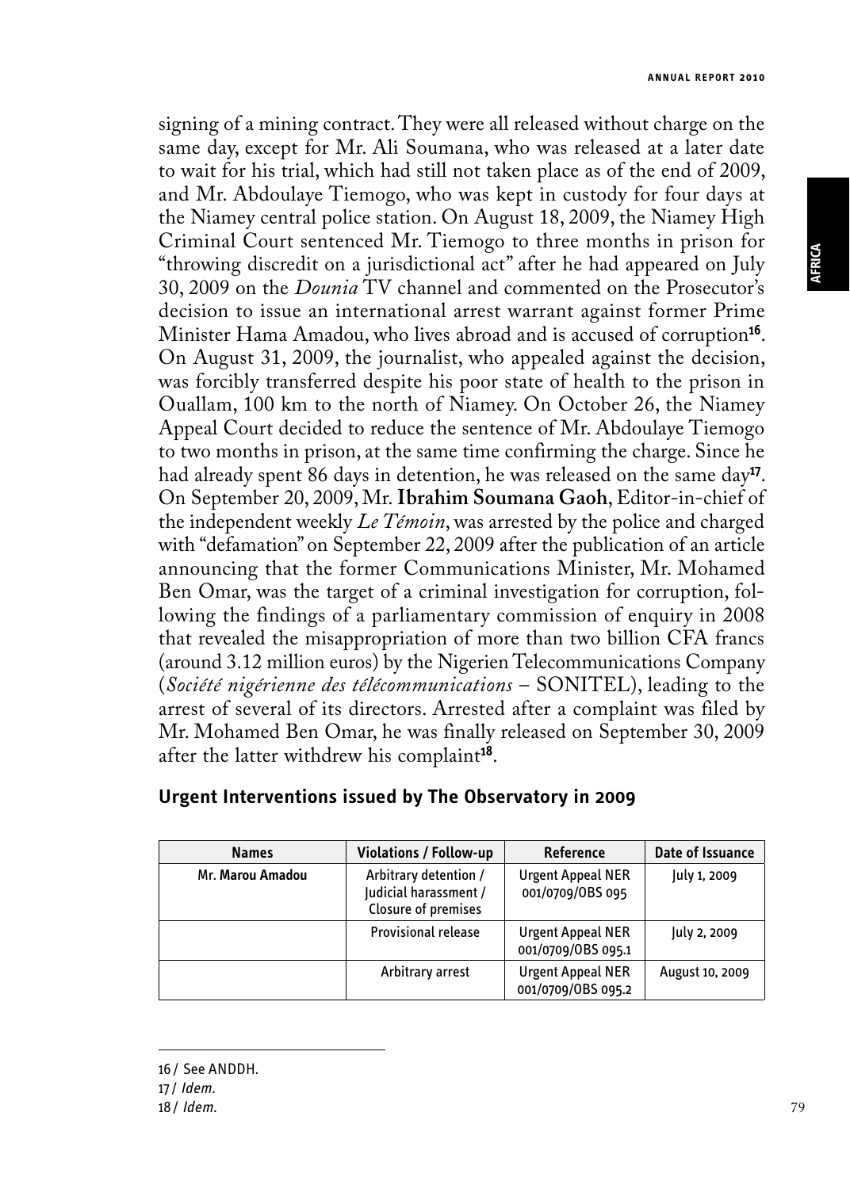signing of a mining contract. They were all released without charge on the same day, except for Mr. Ali Soumana, who was released at a later date to wait for his trial, which had still not taken place as of the end of 2009, and Mr. Abdoulaye Tiemogo, who was kept in custody for four days at the Niamey central police station. On August 18, 2009, the Niamey High Criminal Court sentenced Mr. Tiemogo to three months in prison for "throwing discredit on a jurisdictional act" after he had appeared on July 30, 2009 on the *Dounia* TV channel and commented on the Prosecutor's decision to issue an international arrest warrant against former Prime Minister Hama Amadou, who lives abroad and is accused of corruption[16]. On August 31, 2009, the journalist, who appealed against the decision, was forcibly transferred despite his poor state of health to the prison in Ouallam, 100 km to the north of Niamey. On October 26, the Niamey Appeal Court decided to reduce the sentence of Mr. Abdoulaye Tiemogo to two months in prison, at the same time confirming the charge. Since he had already spent 86 days in detention, he was released on the same day[17]. On September 20, 2009, Mr. **Ibrahim Soumana Gaoh**, Editor-in-chief of the independent weekly *Le Témoin*, was arrested by the police and charged with "defamation" on September 22, 2009 after the publication of an article announcing that the former Communications Minister, Mr. Mohamed Ben Omar, was the target of a criminal investigation for corruption, following the findings of a parliamentary commission of enquiry in 2008 that revealed the misappropriation of more than two billion CFA francs (around 3.12 million euros) by the Nigerien Telecommunications Company (*Société nigérienne des télécommunications* – SONITEL), leading to the arrest of several of its directors. Arrested after a complaint was filed by Mr. Mohamed Ben Omar, he was finally released on September 30, 2009 after the latter withdrew his complaint[18].

## Urgent Interventions issued by The Observatory in 2009

| Names | Violations / Follow-up | Reference | Date of Issuance |
|---|---|---|---|
| Mr. **Marou Amadou** | Arbitrary detention / Judicial harassment / Closure of premises | Urgent Appeal NER 001/0709/OBS 095 | July 1, 2009 |
| | Provisional release | Urgent Appeal NER 001/0709/OBS 095.1 | July 2, 2009 |
| | Arbitrary arrest | Urgent Appeal NER 001/0709/OBS 095.2 | August 10, 2009 |

16 / See ANDDH.

17 / *Idem.*

18 / *Idem.*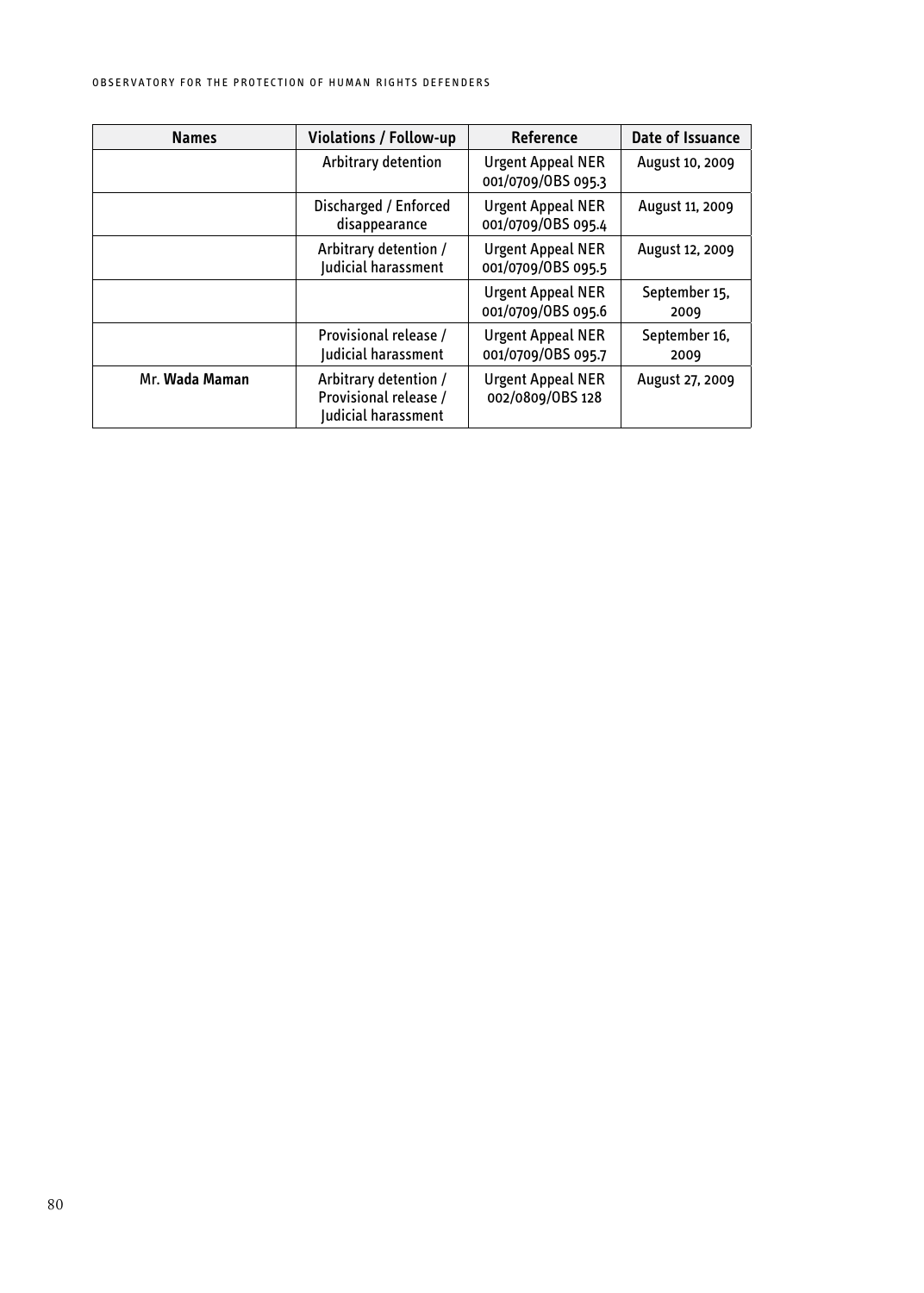| Names | Violations / Follow-up | Reference | Date of Issuance |
| --- | --- | --- | --- |
| | Arbitrary detention | Urgent Appeal NER 001/0709/OBS 095.3 | August 10, 2009 |
| | Discharged / Enforced disappearance | Urgent Appeal NER 001/0709/OBS 095.4 | August 11, 2009 |
| | Arbitrary detention / Judicial harassment | Urgent Appeal NER 001/0709/OBS 095.5 | August 12, 2009 |
| | | Urgent Appeal NER 001/0709/OBS 095.6 | September 15, 2009 |
| | Provisional release / Judicial harassment | Urgent Appeal NER 001/0709/OBS 095.7 | September 16, 2009 |
| Mr. **Wada Maman** | Arbitrary detention / Provisional release / Judicial harassment | Urgent Appeal NER 002/0809/OBS 128 | August 27, 2009 |